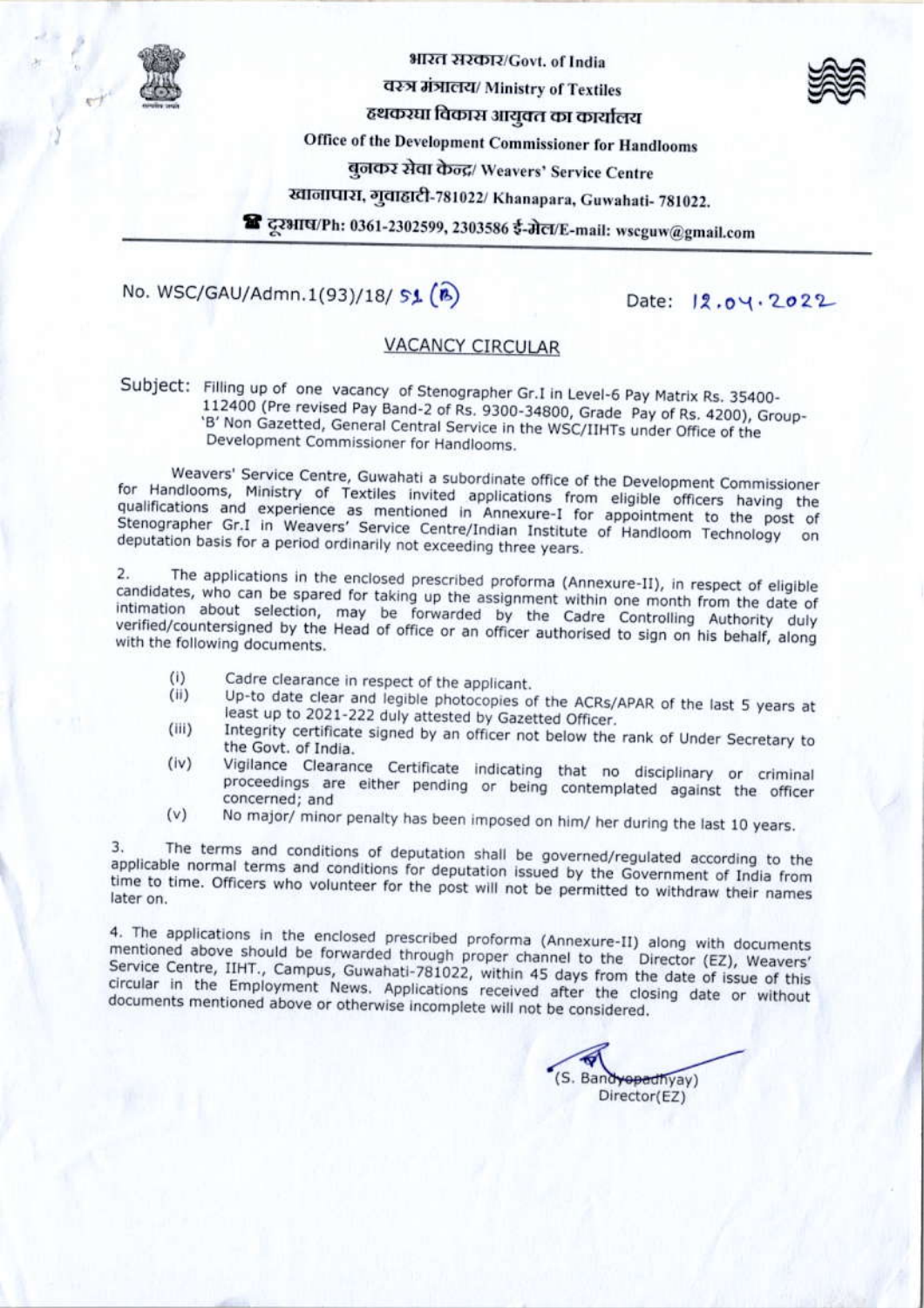भारत सरकार/Govt. of India

वस्त्र मंत्रालय/ Ministry of Textiles

हथकरघा विकास आयुक्त का कार्यालय

Office of the Development Commissioner for Handlooms

बुनकर सेवा केन्द्र/ Weavers' Service Centre

खानापारा, गुवाहाटी-781022/ Khanapara, Guwahati- 781022.

☎ दूरभाष/Ph: 0361-2302599, 2303586 ई-मेल/E-mail: wscguw@gmail.com

No. WSC/GAU/Admn.1(93)/18/ 51 (B) Date: 12.04.2022

## VACANCY CIRCULAR

Subject: Filling up of one vacancy of Stenographer Gr.I in Level-6 Pay Matrix Rs. 35400-112400 (Pre revised Pay Band-2 of Rs. 9300-34800, Grade Pay of Rs. 4200), Group-'B' Non Gazetted, General Central Service in the WSC/IIHTs under Office of the Development Commissioner for Handlooms.

Weavers' Service Centre, Guwahati a subordinate office of the Development Commissioner for Handlooms, Ministry of Textiles invited applications from eligible officers having the qualifications and experience as mentioned in Annexure-I for appointment to the post of Stenographer Gr.I in Weavers' Service Centre/Indian Institute of Handloom Technology on deputation basis for a period ordinarily not exceeding three years.

2. The applications in the enclosed prescribed proforma (Annexure-II), in respect of eligible candidates, who can be spared for taking up the assignment within one month from the date of intimation about selection, may be forwarded by the Cadre Controlling Authority duly verified/countersigned by the Head of office or an officer authorised to sign on his behalf, along with the following documents.

(i) Cadre clearance in respect of the applicant.

(ii) Up-to date clear and legible photocopies of the ACRs/APAR of the last 5 years at least up to 2021-222 duly attested by Gazetted Officer.

(iii) Integrity certificate signed by an officer not below the rank of Under Secretary to the Govt. of India.

(iv) Vigilance Clearance Certificate indicating that no disciplinary or criminal proceedings are either pending or being contemplated against the officer concerned; and

(v) No major/ minor penalty has been imposed on him/ her during the last 10 years.

3. The terms and conditions of deputation shall be governed/regulated according to the applicable normal terms and conditions for deputation issued by the Government of India from time to time. Officers who volunteer for the post will not be permitted to withdraw their names later on.

4. The applications in the enclosed prescribed proforma (Annexure-II) along with documents mentioned above should be forwarded through proper channel to the Director (EZ), Weavers' Service Centre, IIHT., Campus, Guwahati-781022, within 45 days from the date of issue of this circular in the Employment News. Applications received after the closing date or without documents mentioned above or otherwise incomplete will not be considered.

(S. Bandyopadhyay)
Director(EZ)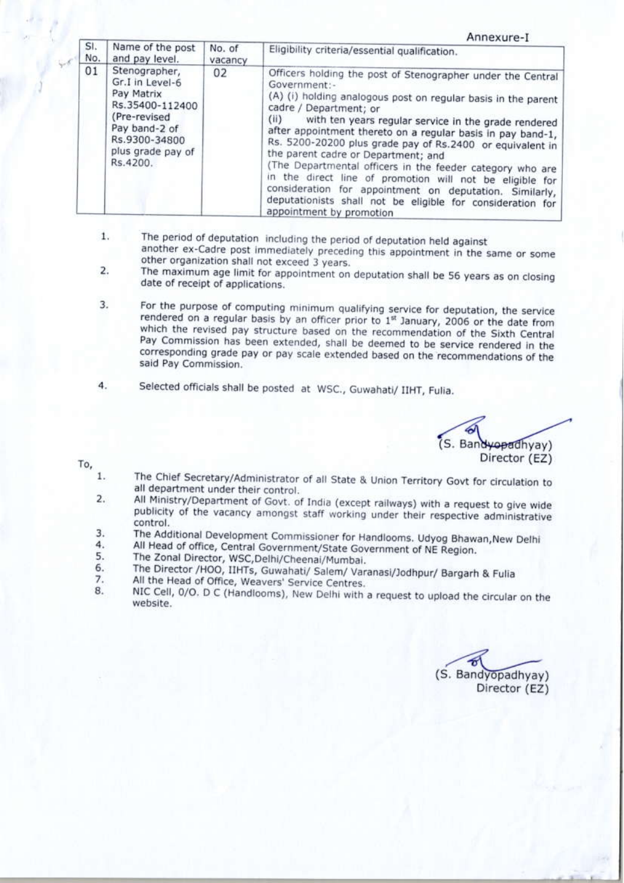Annexure-I

| Sl. No. | Name of the post and pay level. | No. of vacancy | Eligibility criteria/essential qualification. |
|---|---|---|---|
| 01 | Stenographer, Gr.I in Level-6 Pay Matrix Rs.35400-112400 (Pre-revised Pay band-2 of Rs.9300-34800 plus grade pay of Rs.4200. | 02 | Officers holding the post of Stenographer under the Central Government:- (A) (i) holding analogous post on regular basis in the parent cadre / Department; or (ii) with ten years regular service in the grade rendered after appointment thereto on a regular basis in pay band-1, Rs. 5200-20200 plus grade pay of Rs.2400 or equivalent in the parent cadre or Department; and (The Departmental officers in the feeder category who are in the direct line of promotion will not be eligible for consideration for appointment on deputation. Similarly, deputationists shall not be eligible for consideration for appointment by promotion |

1. The period of deputation including the period of deputation held against another ex-Cadre post immediately preceding this appointment in the same or some other organization shall not exceed 3 years.
2. The maximum age limit for appointment on deputation shall be 56 years as on closing date of receipt of applications.
3. For the purpose of computing minimum qualifying service for deputation, the service rendered on a regular basis by an officer prior to 1st January, 2006 or the date from which the revised pay structure based on the recommendation of the Sixth Central Pay Commission has been extended, shall be deemed to be service rendered in the corresponding grade pay or pay scale extended based on the recommendations of the said Pay Commission.
4. Selected officials shall be posted at WSC., Guwahati/ IIHT, Fulia.

(S. Bandyopadhyay)
Director (EZ)

To,

1. The Chief Secretary/Administrator of all State & Union Territory Govt for circulation to all department under their control.
2. All Ministry/Department of Govt. of India (except railways) with a request to give wide publicity of the vacancy amongst staff working under their respective administrative control.
3. The Additional Development Commissioner for Handlooms. Udyog Bhawan,New Delhi
4. All Head of office, Central Government/State Government of NE Region.
5. The Zonal Director, WSC,Delhi/Cheenai/Mumbai.
6. The Director /HOO, IIHTs, Guwahati/ Salem/ Varanasi/Jodhpur/ Bargarh & Fulia
7. All the Head of Office, Weavers' Service Centres.
8. NIC Cell, 0/O. D C (Handlooms), New Delhi with a request to upload the circular on the website.

(S. Bandyopadhyay)
Director (EZ)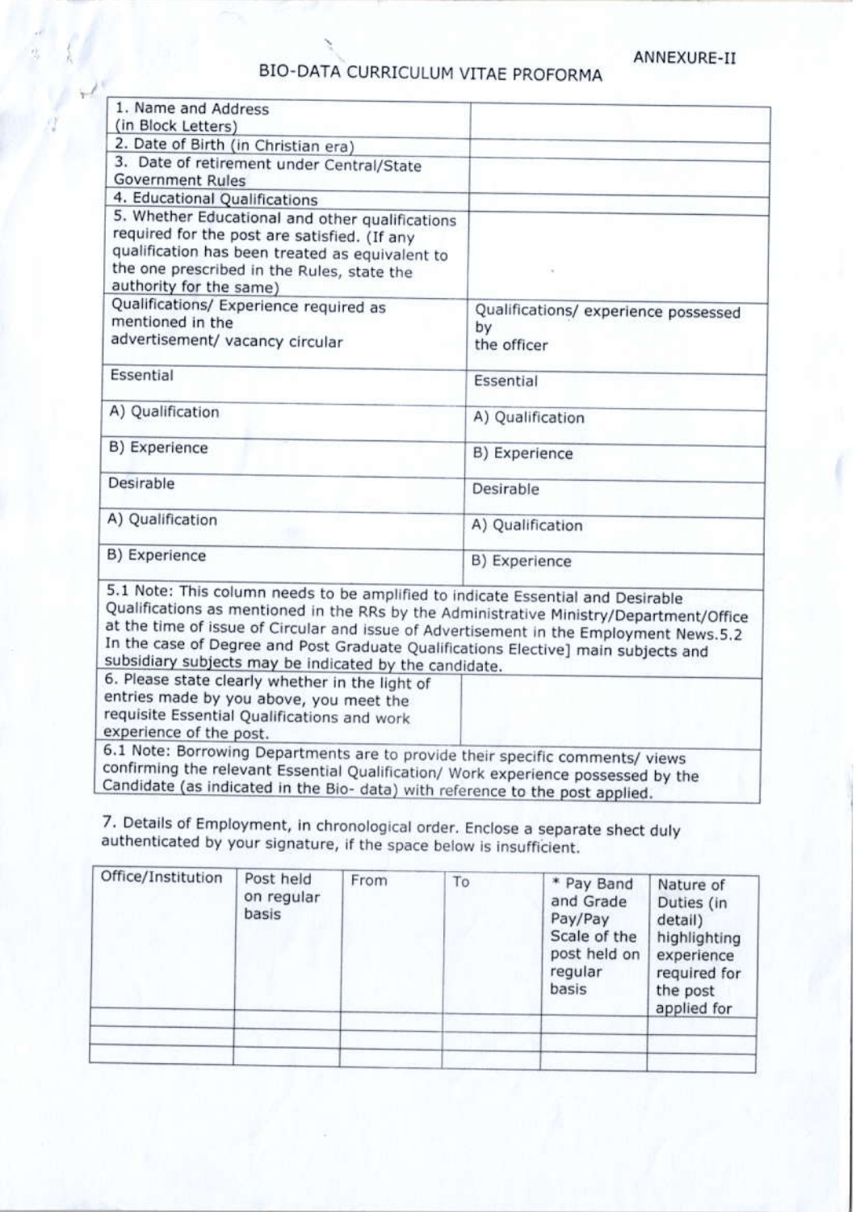ANNEXURE-II

# BIO-DATA CURRICULUM VITAE PROFORMA

| | |
|---|---|
| 1. Name and Address (in Block Letters) | |
| 2. Date of Birth (in Christian era) | |
| 3. Date of retirement under Central/State Government Rules | |
| 4. Educational Qualifications | |
| 5. Whether Educational and other qualifications required for the post are satisfied. (If any qualification has been treated as equivalent to the one prescribed in the Rules, state the authority for the same) | |
| Qualifications/ Experience required as mentioned in the advertisement/ vacancy circular | Qualifications/ experience possessed by the officer |
| Essential | Essential |
| A) Qualification | A) Qualification |
| B) Experience | B) Experience |
| Desirable | Desirable |
| A) Qualification | A) Qualification |
| B) Experience | B) Experience |
| 5.1 Note: This column needs to be amplified to indicate Essential and Desirable Qualifications as mentioned in the RRs by the Administrative Ministry/Department/Office at the time of issue of Circular and issue of Advertisement in the Employment News.5.2 In the case of Degree and Post Graduate Qualifications Elective] main subjects and subsidiary subjects may be indicated by the candidate. | |
| 6. Please state clearly whether in the light of entries made by you above, you meet the requisite Essential Qualifications and work experience of the post. | |
| 6.1 Note: Borrowing Departments are to provide their specific comments/ views confirming the relevant Essential Qualification/ Work experience possessed by the Candidate (as indicated in the Bio- data) with reference to the post applied. | |

7. Details of Employment, in chronological order. Enclose a separate shect duly authenticated by your signature, if the space below is insufficient.

| Office/Institution | Post held on regular basis | From | To | * Pay Band and Grade Pay/Pay Scale of the post held on regular basis | Nature of Duties (in detail) highlighting experience required for the post applied for |
|---|---|---|---|---|---|
| | | | | | |
| | | | | | |
| | | | | | |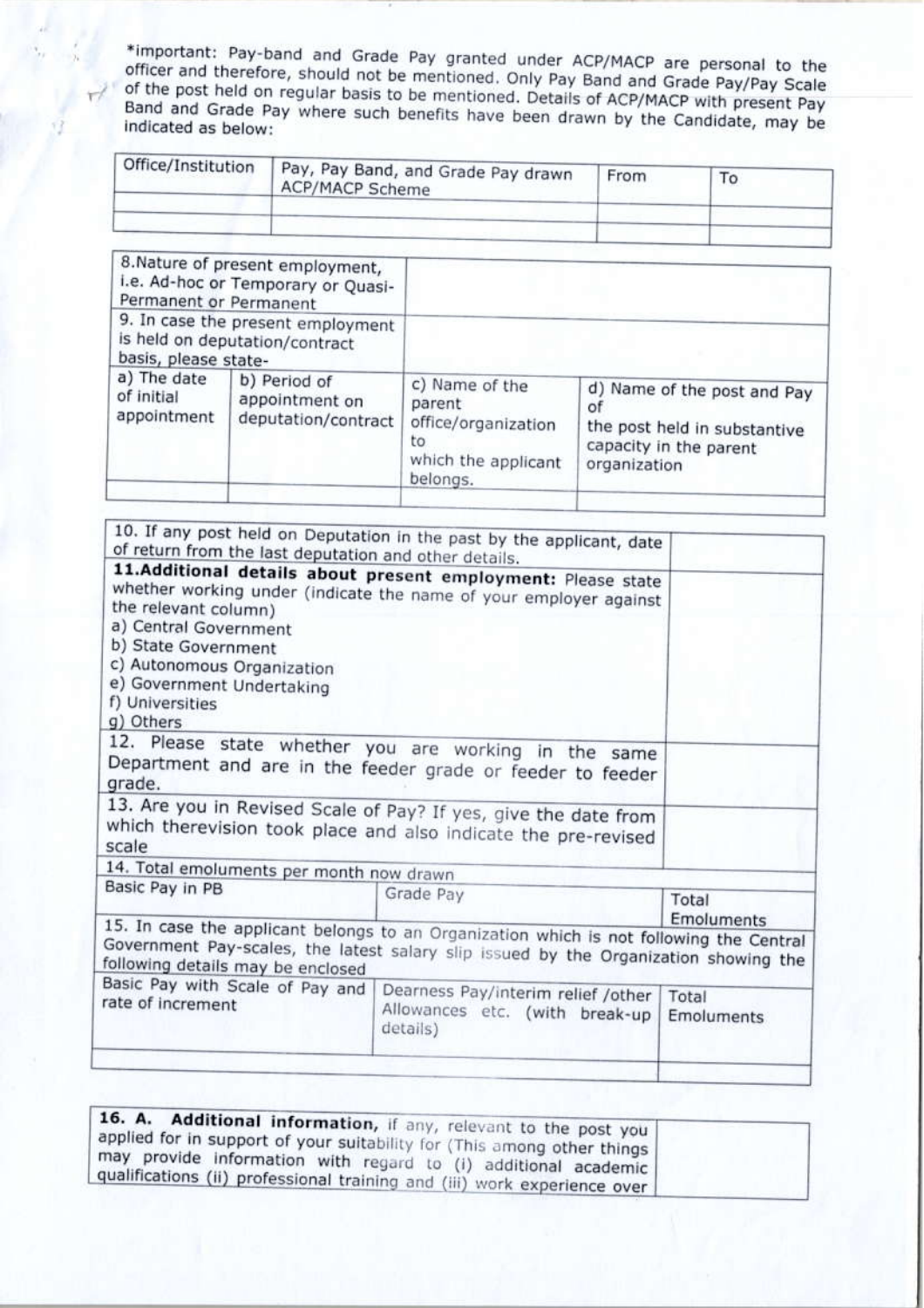*important: Pay-band and Grade Pay granted under ACP/MACP are personal to the officer and therefore, should not be mentioned. Only Pay Band and Grade Pay/Pay Scale of the post held on regular basis to be mentioned. Details of ACP/MACP with present Pay Band and Grade Pay where such benefits have been drawn by the Candidate, may be indicated as below:

| Office/Institution | Pay, Pay Band, and Grade Pay drawn ACP/MACP Scheme | From | To |
|---|---|---|---|
| | | | |
| | | | |

| 8.Nature of present employment, i.e. Ad-hoc or Temporary or Quasi-Permanent or Permanent | | | |
|---|---|---|---|
| 9. In case the present employment is held on deputation/contract basis, please state- | | | |
| a) The date of initial appointment | b) Period of appointment on deputation/contract | c) Name of the parent office/organization to which the applicant belongs. | d) Name of the post and Pay of the post held in substantive capacity in the parent organization |
| | | | |

| 10. If any post held on Deputation in the past by the applicant, date of return from the last deputation and other details. | |
|---|---|
| **11.Additional details about present employment:** Please state whether working under (indicate the name of your employer against the relevant column)<br>a) Central Government<br>b) State Government<br>c) Autonomous Organization<br>e) Government Undertaking<br>f) Universities<br>g) Others | |
| 12. Please state whether you are working in the same Department and are in the feeder grade or feeder to feeder grade. | |
| 13. Are you in Revised Scale of Pay? If yes, give the date from which therevision took place and also indicate the pre-revised scale | |

| 14. Total emoluments per month now drawn | | |
|---|---|---|
| Basic Pay in PB | Grade Pay | Total Emoluments |
| 15. In case the applicant belongs to an Organization which is not following the Central Government Pay-scales, the latest salary slip issued by the Organization showing the following details may be enclosed | | |
| Basic Pay with Scale of Pay and rate of increment | Dearness Pay/interim relief /other Allowances etc. (with break-up details) | Total Emoluments |
| | | |

| **16. A. Additional information,** if any, relevant to the post you applied for in support of your suitability for (This among other things may provide information with regard to (i) additional academic qualifications (ii) professional training and (iii) work experience over | |
|---|---|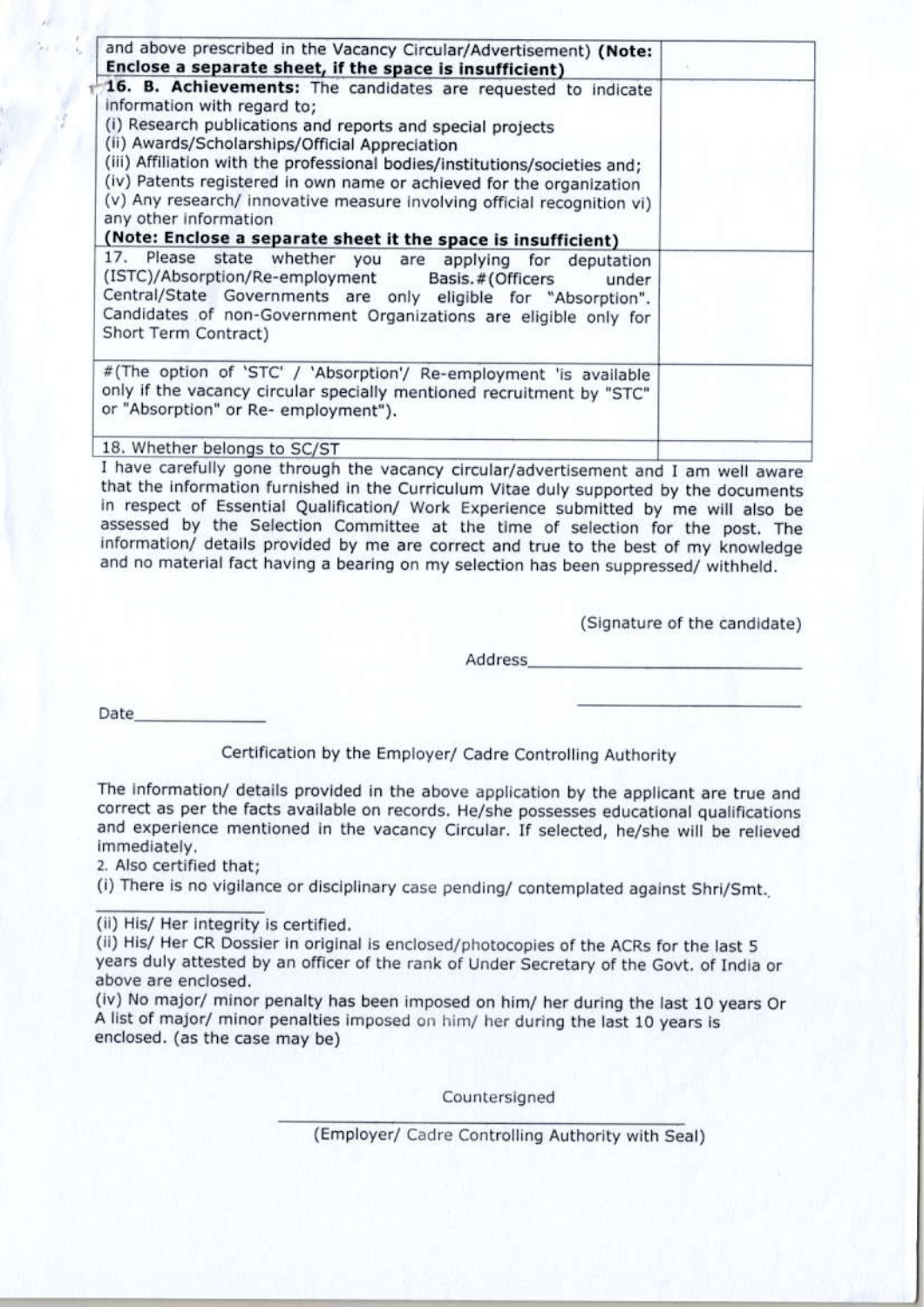| | |
|---|---|
| and above prescribed in the Vacancy Circular/Advertisement) **(Note: Enclose a separate sheet, if the space is insufficient)** | |
| **16. B. Achievements:** The candidates are requested to indicate information with regard to;<br>(i) Research publications and reports and special projects<br>(ii) Awards/Scholarships/Official Appreciation<br>(iii) Affiliation with the professional bodies/institutions/societies and;<br>(iv) Patents registered in own name or achieved for the organization<br>(v) Any research/ innovative measure involving official recognition vi) any other information<br>**(Note: Enclose a separate sheet it the space is insufficient)** | |
| 17. Please state whether you are applying for deputation (ISTC)/Absorption/Re-employment Basis.#(Officers under Central/State Governments are only eligible for "Absorption". Candidates of non-Government Organizations are eligible only for Short Term Contract) | |
| #(The option of 'STC' / 'Absorption'/ Re-employment 'is available only if the vacancy circular specially mentioned recruitment by "STC" or "Absorption" or Re- employment"). | |
| 18. Whether belongs to SC/ST | |

I have carefully gone through the vacancy circular/advertisement and I am well aware that the information furnished in the Curriculum Vitae duly supported by the documents in respect of Essential Qualification/ Work Experience submitted by me will also be assessed by the Selection Committee at the time of selection for the post. The information/ details provided by me are correct and true to the best of my knowledge and no material fact having a bearing on my selection has been suppressed/ withheld.

(Signature of the candidate)

Address_______________________

_______________________

Date______________

Certification by the Employer/ Cadre Controlling Authority

The information/ details provided in the above application by the applicant are true and correct as per the facts available on records. He/she possesses educational qualifications and experience mentioned in the vacancy Circular. If selected, he/she will be relieved immediately.

2. Also certified that;

(i) There is no vigilance or disciplinary case pending/ contemplated against Shri/Smt.

_____________

(ii) His/ Her integrity is certified.

(ii) His/ Her CR Dossier in original is enclosed/photocopies of the ACRs for the last 5 years duly attested by an officer of the rank of Under Secretary of the Govt. of India or above are enclosed.

(iv) No major/ minor penalty has been imposed on him/ her during the last 10 years Or A list of major/ minor penalties imposed on him/ her during the last 10 years is enclosed. (as the case may be)

Countersigned

_______________________

(Employer/ Cadre Controlling Authority with Seal)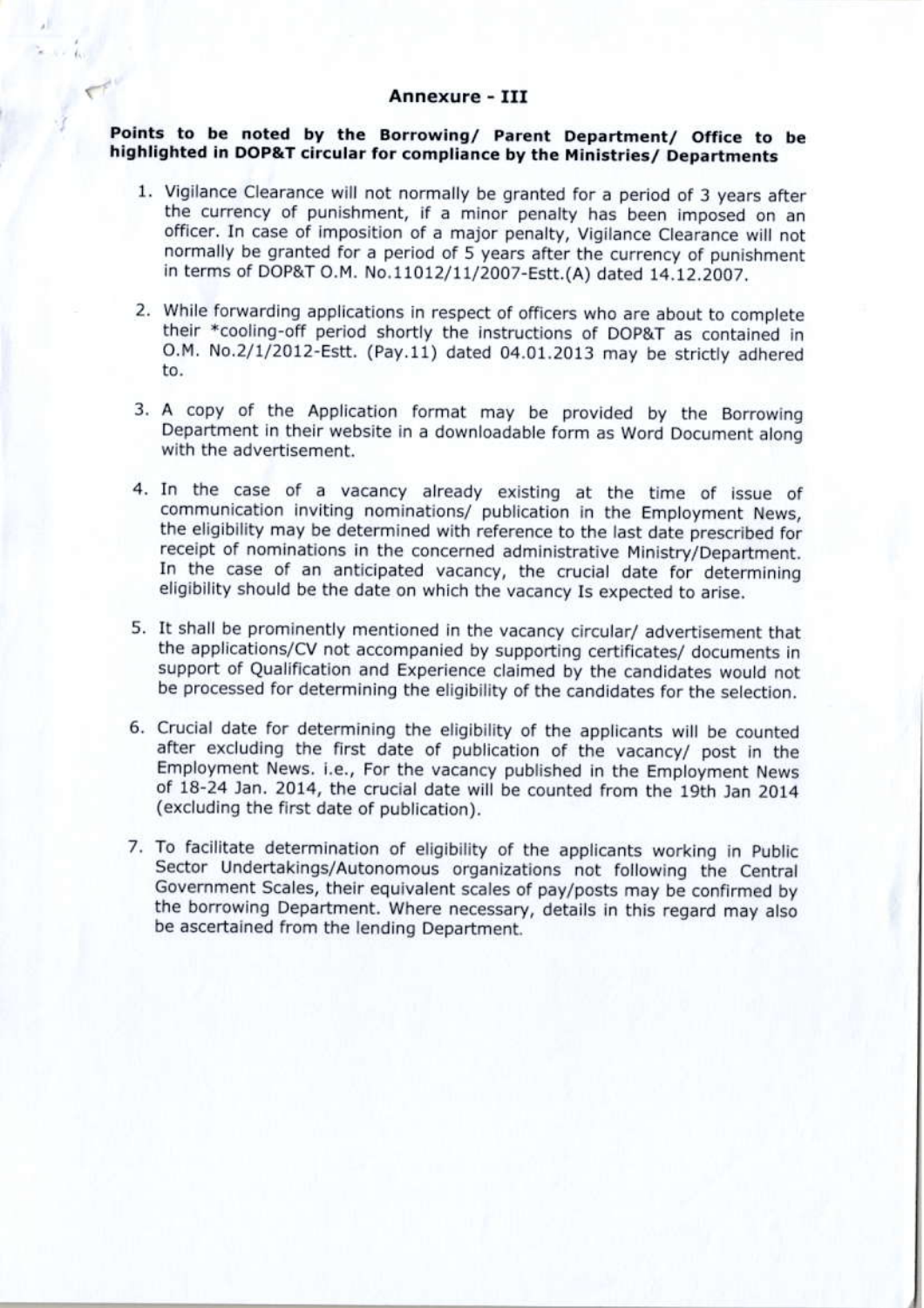# Annexure - III

**Points to be noted by the Borrowing/ Parent Department/ Office to be highlighted in DOP&T circular for compliance by the Ministries/ Departments**

1. Vigilance Clearance will not normally be granted for a period of 3 years after the currency of punishment, if a minor penalty has been imposed on an officer. In case of imposition of a major penalty, Vigilance Clearance will not normally be granted for a period of 5 years after the currency of punishment in terms of DOP&T O.M. No.11012/11/2007-Estt.(A) dated 14.12.2007.

2. While forwarding applications in respect of officers who are about to complete their *cooling-off period shortly the instructions of DOP&T as contained in O.M. No.2/1/2012-Estt. (Pay.11) dated 04.01.2013 may be strictly adhered to.

3. A copy of the Application format may be provided by the Borrowing Department in their website in a downloadable form as Word Document along with the advertisement.

4. In the case of a vacancy already existing at the time of issue of communication inviting nominations/ publication in the Employment News, the eligibility may be determined with reference to the last date prescribed for receipt of nominations in the concerned administrative Ministry/Department. In the case of an anticipated vacancy, the crucial date for determining eligibility should be the date on which the vacancy Is expected to arise.

5. It shall be prominently mentioned in the vacancy circular/ advertisement that the applications/CV not accompanied by supporting certificates/ documents in support of Qualification and Experience claimed by the candidates would not be processed for determining the eligibility of the candidates for the selection.

6. Crucial date for determining the eligibility of the applicants will be counted after excluding the first date of publication of the vacancy/ post in the Employment News. i.e., For the vacancy published in the Employment News of 18-24 Jan. 2014, the crucial date will be counted from the 19th Jan 2014 (excluding the first date of publication).

7. To facilitate determination of eligibility of the applicants working in Public Sector Undertakings/Autonomous organizations not following the Central Government Scales, their equivalent scales of pay/posts may be confirmed by the borrowing Department. Where necessary, details in this regard may also be ascertained from the lending Department.